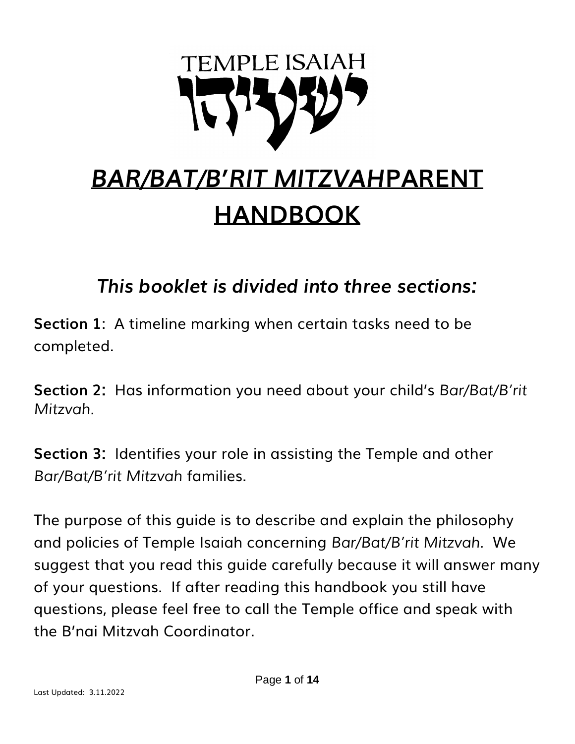TEMPLE ISAIAH

ישעיהו

# *BAR/BAT/B'RIT MITZVAH*PARENT HANDBOOK

## *This booklet is divided into three sections:*

**Section 1**: A timeline marking when certain tasks need to be completed.

**Section 2:** Has information you need about your child's *Bar/Bat/B'rit Mitzvah*.

**Section 3:** Identifies your role in assisting the Temple and other *Bar/Bat/B'rit Mitzvah* families.

The purpose of this guide is to describe and explain the philosophy and policies of Temple Isaiah concerning *Bar/Bat/B'rit Mitzvah*. We suggest that you read this guide carefully because it will answer many of your questions. If after reading this handbook you still have questions, please feel free to call the Temple office and speak with the B'nai Mitzvah Coordinator.

Last Updated: 3.11.2022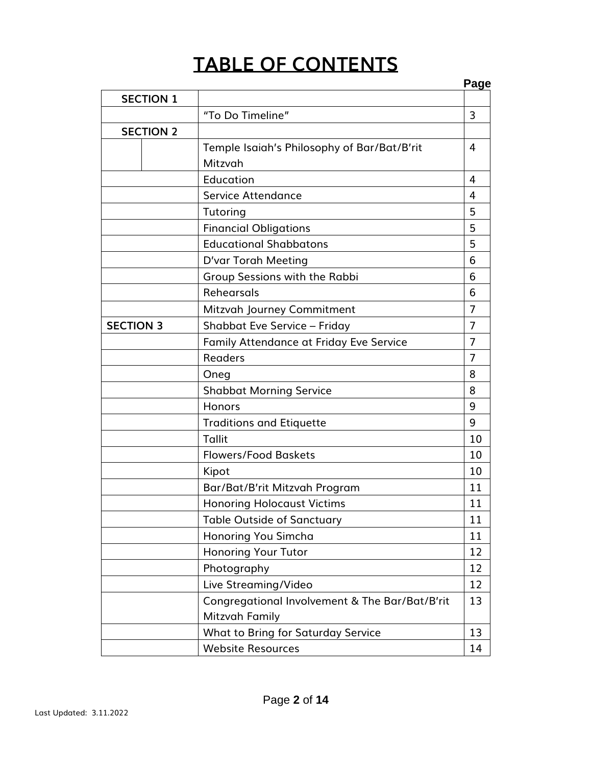# TABLE OF CONTENTS

| | | Page |
|---|---|---|
| **SECTION 1** | | |
| | "To Do Timeline" | 3 |
| **SECTION 2** | | |
| | Temple Isaiah's Philosophy of Bar/Bat/B'rit Mitzvah | 4 |
| | Education | 4 |
| | Service Attendance | 4 |
| | Tutoring | 5 |
| | Financial Obligations | 5 |
| | Educational Shabbatons | 5 |
| | D'var Torah Meeting | 6 |
| | Group Sessions with the Rabbi | 6 |
| | Rehearsals | 6 |
| | Mitzvah Journey Commitment | 7 |
| **SECTION 3** | Shabbat Eve Service – Friday | 7 |
| | Family Attendance at Friday Eve Service | 7 |
| | Readers | 7 |
| | Oneg | 8 |
| | Shabbat Morning Service | 8 |
| | Honors | 9 |
| | Traditions and Etiquette | 9 |
| | Tallit | 10 |
| | Flowers/Food Baskets | 10 |
| | Kipot | 10 |
| | Bar/Bat/B'rit Mitzvah Program | 11 |
| | Honoring Holocaust Victims | 11 |
| | Table Outside of Sanctuary | 11 |
| | Honoring You Simcha | 11 |
| | Honoring Your Tutor | 12 |
| | Photography | 12 |
| | Live Streaming/Video | 12 |
| | Congregational Involvement & The Bar/Bat/B'rit Mitzvah Family | 13 |
| | What to Bring for Saturday Service | 13 |
| | Website Resources | 14 |

Last Updated: 3.11.2022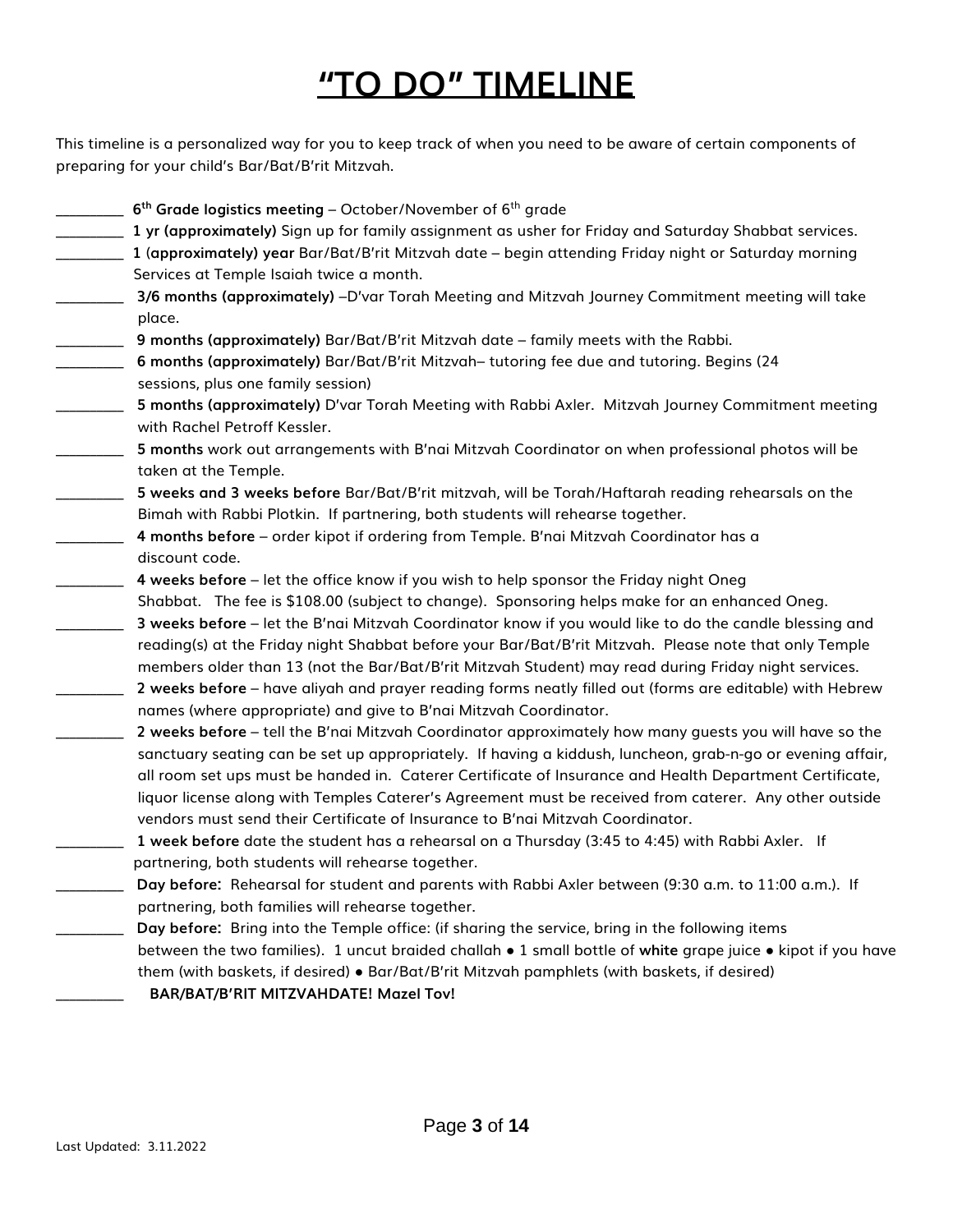# "TO DO" TIMELINE

This timeline is a personalized way for you to keep track of when you need to be aware of certain components of preparing for your child's Bar/Bat/B'rit Mitzvah.

_________ **6th Grade logistics meeting** – October/November of 6th grade

_________ **1 yr (approximately)** Sign up for family assignment as usher for Friday and Saturday Shabbat services.

_________ **1 (approximately) year** Bar/Bat/B'rit Mitzvah date – begin attending Friday night or Saturday morning Services at Temple Isaiah twice a month.

_________ **3/6 months (approximately)** –D'var Torah Meeting and Mitzvah Journey Commitment meeting will take place.

_________ **9 months (approximately)** Bar/Bat/B'rit Mitzvah date – family meets with the Rabbi.

_________ **6 months (approximately)** Bar/Bat/B'rit Mitzvah– tutoring fee due and tutoring. Begins (24 sessions, plus one family session)

_________ **5 months (approximately)** D'var Torah Meeting with Rabbi Axler. Mitzvah Journey Commitment meeting with Rachel Petroff Kessler.

_________ **5 months** work out arrangements with B'nai Mitzvah Coordinator on when professional photos will be taken at the Temple.

_________ **5 weeks and 3 weeks before** Bar/Bat/B'rit mitzvah, will be Torah/Haftarah reading rehearsals on the Bimah with Rabbi Plotkin. If partnering, both students will rehearse together.

_________ **4 months before** – order kipot if ordering from Temple. B'nai Mitzvah Coordinator has a discount code.

_________ **4 weeks before** – let the office know if you wish to help sponsor the Friday night Oneg Shabbat. The fee is $108.00 (subject to change). Sponsoring helps make for an enhanced Oneg.

_________ **3 weeks before** – let the B'nai Mitzvah Coordinator know if you would like to do the candle blessing and reading(s) at the Friday night Shabbat before your Bar/Bat/B'rit Mitzvah. Please note that only Temple members older than 13 (not the Bar/Bat/B'rit Mitzvah Student) may read during Friday night services.

_________ **2 weeks before** – have aliyah and prayer reading forms neatly filled out (forms are editable) with Hebrew names (where appropriate) and give to B'nai Mitzvah Coordinator.

_________ **2 weeks before** – tell the B'nai Mitzvah Coordinator approximately how many guests you will have so the sanctuary seating can be set up appropriately. If having a kiddush, luncheon, grab-n-go or evening affair, all room set ups must be handed in. Caterer Certificate of Insurance and Health Department Certificate, liquor license along with Temples Caterer's Agreement must be received from caterer. Any other outside vendors must send their Certificate of Insurance to B'nai Mitzvah Coordinator.

_________ **1 week before** date the student has a rehearsal on a Thursday (3:45 to 4:45) with Rabbi Axler. If partnering, both students will rehearse together.

_________ **Day before:** Rehearsal for student and parents with Rabbi Axler between (9:30 a.m. to 11:00 a.m.). If partnering, both families will rehearse together.

_________ **Day before:** Bring into the Temple office: (if sharing the service, bring in the following items between the two families). 1 uncut braided challah ● 1 small bottle of **white** grape juice ● kipot if you have them (with baskets, if desired) ● Bar/Bat/B'rit Mitzvah pamphlets (with baskets, if desired)

_________ **BAR/BAT/B'RIT MITZVAHDATE! Mazel Tov!**

Last Updated: 3.11.2022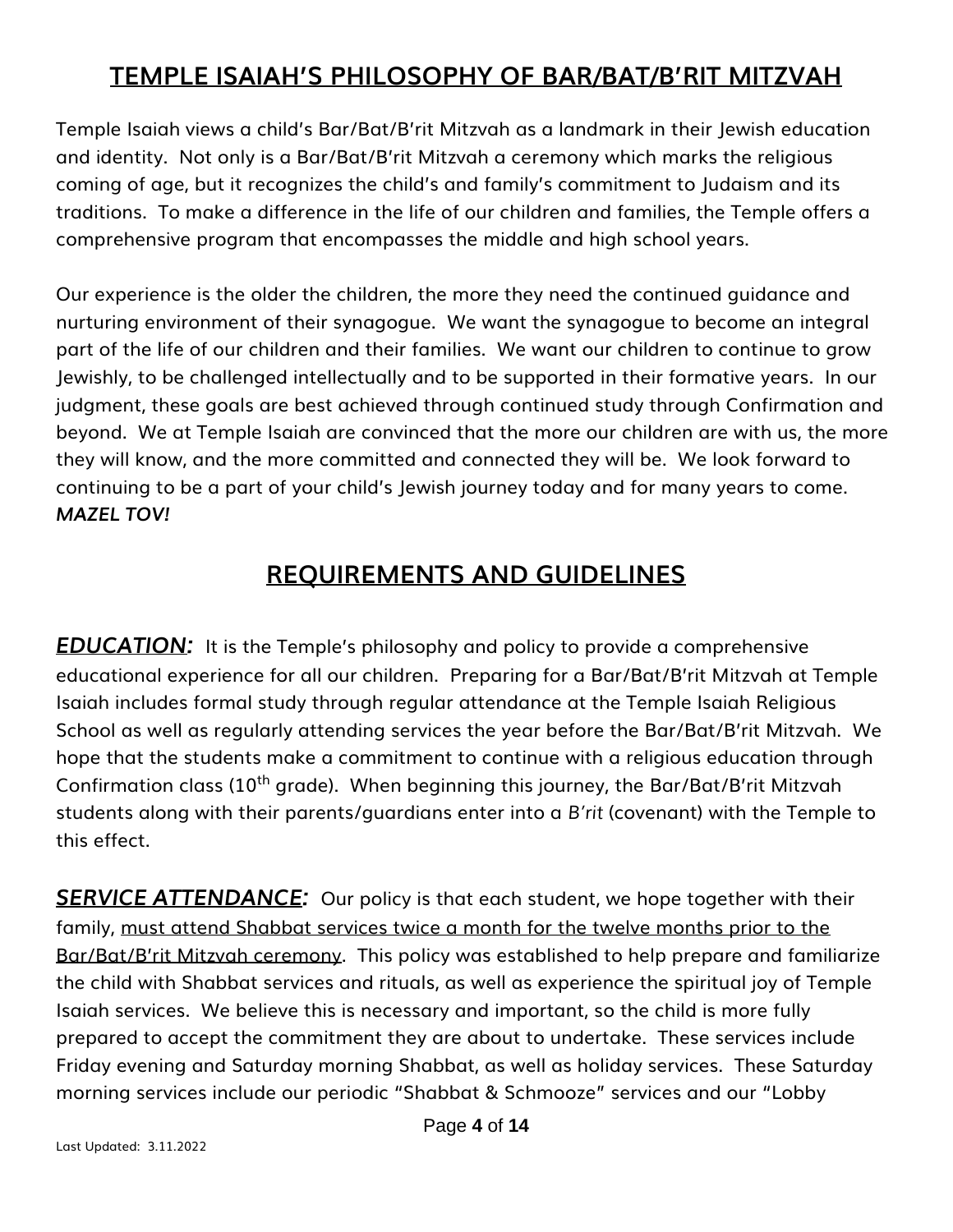# TEMPLE ISAIAH'S PHILOSOPHY OF BAR/BAT/B'RIT MITZVAH

Temple Isaiah views a child's Bar/Bat/B'rit Mitzvah as a landmark in their Jewish education and identity. Not only is a Bar/Bat/B'rit Mitzvah a ceremony which marks the religious coming of age, but it recognizes the child's and family's commitment to Judaism and its traditions. To make a difference in the life of our children and families, the Temple offers a comprehensive program that encompasses the middle and high school years.

Our experience is the older the children, the more they need the continued guidance and nurturing environment of their synagogue. We want the synagogue to become an integral part of the life of our children and their families. We want our children to continue to grow Jewishly, to be challenged intellectually and to be supported in their formative years. In our judgment, these goals are best achieved through continued study through Confirmation and beyond. We at Temple Isaiah are convinced that the more our children are with us, the more they will know, and the more committed and connected they will be. We look forward to continuing to be a part of your child's Jewish journey today and for many years to come. ***MAZEL TOV!***

# REQUIREMENTS AND GUIDELINES

***EDUCATION:*** It is the Temple's philosophy and policy to provide a comprehensive educational experience for all our children. Preparing for a Bar/Bat/B'rit Mitzvah at Temple Isaiah includes formal study through regular attendance at the Temple Isaiah Religious School as well as regularly attending services the year before the Bar/Bat/B'rit Mitzvah. We hope that the students make a commitment to continue with a religious education through Confirmation class (10th grade). When beginning this journey, the Bar/Bat/B'rit Mitzvah students along with their parents/guardians enter into a *B'rit* (covenant) with the Temple to this effect.

***SERVICE ATTENDANCE:*** Our policy is that each student, we hope together with their family, must attend Shabbat services twice a month for the twelve months prior to the Bar/Bat/B'rit Mitzvah ceremony. This policy was established to help prepare and familiarize the child with Shabbat services and rituals, as well as experience the spiritual joy of Temple Isaiah services. We believe this is necessary and important, so the child is more fully prepared to accept the commitment they are about to undertake. These services include Friday evening and Saturday morning Shabbat, as well as holiday services. These Saturday morning services include our periodic "Shabbat & Schmooze" services and our "Lobby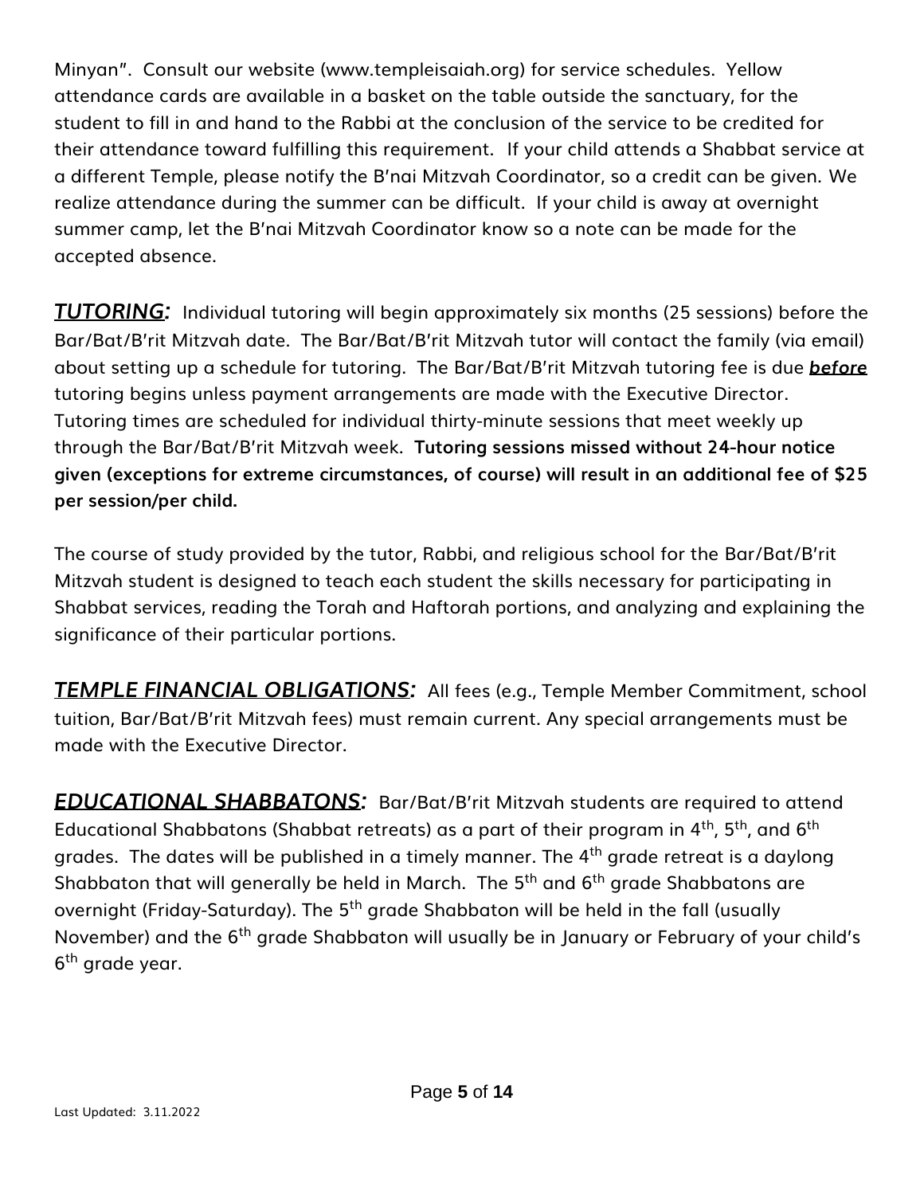Minyan". Consult our website (www.templeisaiah.org) for service schedules. Yellow attendance cards are available in a basket on the table outside the sanctuary, for the student to fill in and hand to the Rabbi at the conclusion of the service to be credited for their attendance toward fulfilling this requirement. If your child attends a Shabbat service at a different Temple, please notify the B'nai Mitzvah Coordinator, so a credit can be given. We realize attendance during the summer can be difficult. If your child is away at overnight summer camp, let the B'nai Mitzvah Coordinator know so a note can be made for the accepted absence.

***TUTORING:*** Individual tutoring will begin approximately six months (25 sessions) before the Bar/Bat/B'rit Mitzvah date. The Bar/Bat/B'rit Mitzvah tutor will contact the family (via email) about setting up a schedule for tutoring. The Bar/Bat/B'rit Mitzvah tutoring fee is due ***before*** tutoring begins unless payment arrangements are made with the Executive Director. Tutoring times are scheduled for individual thirty-minute sessions that meet weekly up through the Bar/Bat/B'rit Mitzvah week. **Tutoring sessions missed without 24-hour notice given (exceptions for extreme circumstances, of course) will result in an additional fee of $25 per session/per child.**

The course of study provided by the tutor, Rabbi, and religious school for the Bar/Bat/B'rit Mitzvah student is designed to teach each student the skills necessary for participating in Shabbat services, reading the Torah and Haftorah portions, and analyzing and explaining the significance of their particular portions.

***TEMPLE FINANCIAL OBLIGATIONS:*** All fees (e.g., Temple Member Commitment, school tuition, Bar/Bat/B'rit Mitzvah fees) must remain current. Any special arrangements must be made with the Executive Director.

***EDUCATIONAL SHABBATONS:*** Bar/Bat/B'rit Mitzvah students are required to attend Educational Shabbatons (Shabbat retreats) as a part of their program in 4th, 5th, and 6th grades. The dates will be published in a timely manner. The 4th grade retreat is a daylong Shabbaton that will generally be held in March. The 5th and 6th grade Shabbatons are overnight (Friday-Saturday). The 5th grade Shabbaton will be held in the fall (usually November) and the 6th grade Shabbaton will usually be in January or February of your child's 6th grade year.

Last Updated: 3.11.2022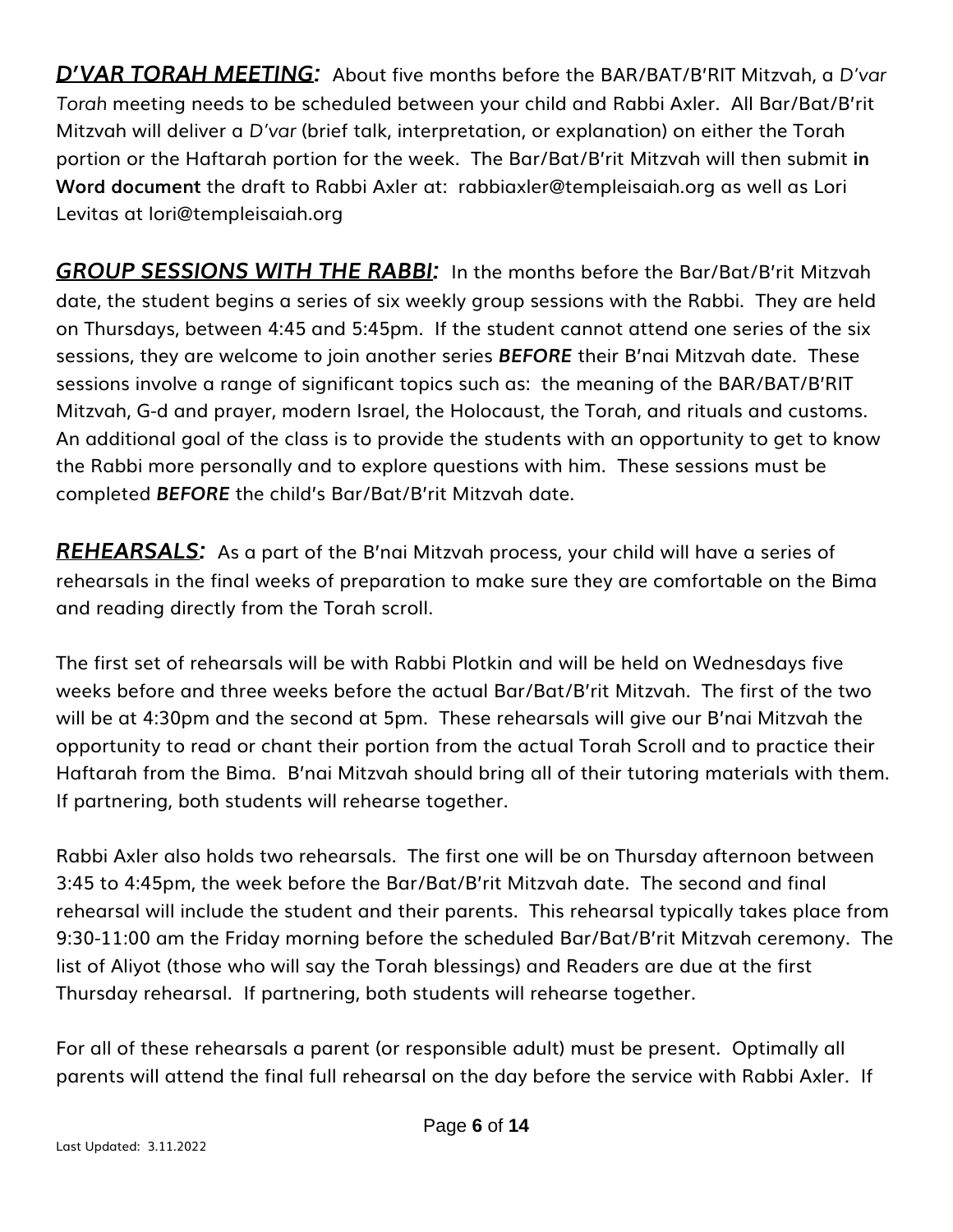***D'VAR TORAH MEETING:*** About five months before the BAR/BAT/B'RIT Mitzvah, a *D'var Torah* meeting needs to be scheduled between your child and Rabbi Axler. All Bar/Bat/B'rit Mitzvah will deliver a *D'var* (brief talk, interpretation, or explanation) on either the Torah portion or the Haftarah portion for the week. The Bar/Bat/B'rit Mitzvah will then submit **in Word document** the draft to Rabbi Axler at: rabbiaxler@templeisaiah.org as well as Lori Levitas at lori@templeisaiah.org

***GROUP SESSIONS WITH THE RABBI:*** In the months before the Bar/Bat/B'rit Mitzvah date, the student begins a series of six weekly group sessions with the Rabbi. They are held on Thursdays, between 4:45 and 5:45pm. If the student cannot attend one series of the six sessions, they are welcome to join another series ***BEFORE*** their B'nai Mitzvah date. These sessions involve a range of significant topics such as: the meaning of the BAR/BAT/B'RIT Mitzvah, G-d and prayer, modern Israel, the Holocaust, the Torah, and rituals and customs. An additional goal of the class is to provide the students with an opportunity to get to know the Rabbi more personally and to explore questions with him. These sessions must be completed ***BEFORE*** the child's Bar/Bat/B'rit Mitzvah date.

***REHEARSALS:*** As a part of the B'nai Mitzvah process, your child will have a series of rehearsals in the final weeks of preparation to make sure they are comfortable on the Bima and reading directly from the Torah scroll.

The first set of rehearsals will be with Rabbi Plotkin and will be held on Wednesdays five weeks before and three weeks before the actual Bar/Bat/B'rit Mitzvah. The first of the two will be at 4:30pm and the second at 5pm. These rehearsals will give our B'nai Mitzvah the opportunity to read or chant their portion from the actual Torah Scroll and to practice their Haftarah from the Bima. B'nai Mitzvah should bring all of their tutoring materials with them. If partnering, both students will rehearse together.

Rabbi Axler also holds two rehearsals. The first one will be on Thursday afternoon between 3:45 to 4:45pm, the week before the Bar/Bat/B'rit Mitzvah date. The second and final rehearsal will include the student and their parents. This rehearsal typically takes place from 9:30-11:00 am the Friday morning before the scheduled Bar/Bat/B'rit Mitzvah ceremony. The list of Aliyot (those who will say the Torah blessings) and Readers are due at the first Thursday rehearsal. If partnering, both students will rehearse together.

For all of these rehearsals a parent (or responsible adult) must be present. Optimally all parents will attend the final full rehearsal on the day before the service with Rabbi Axler. If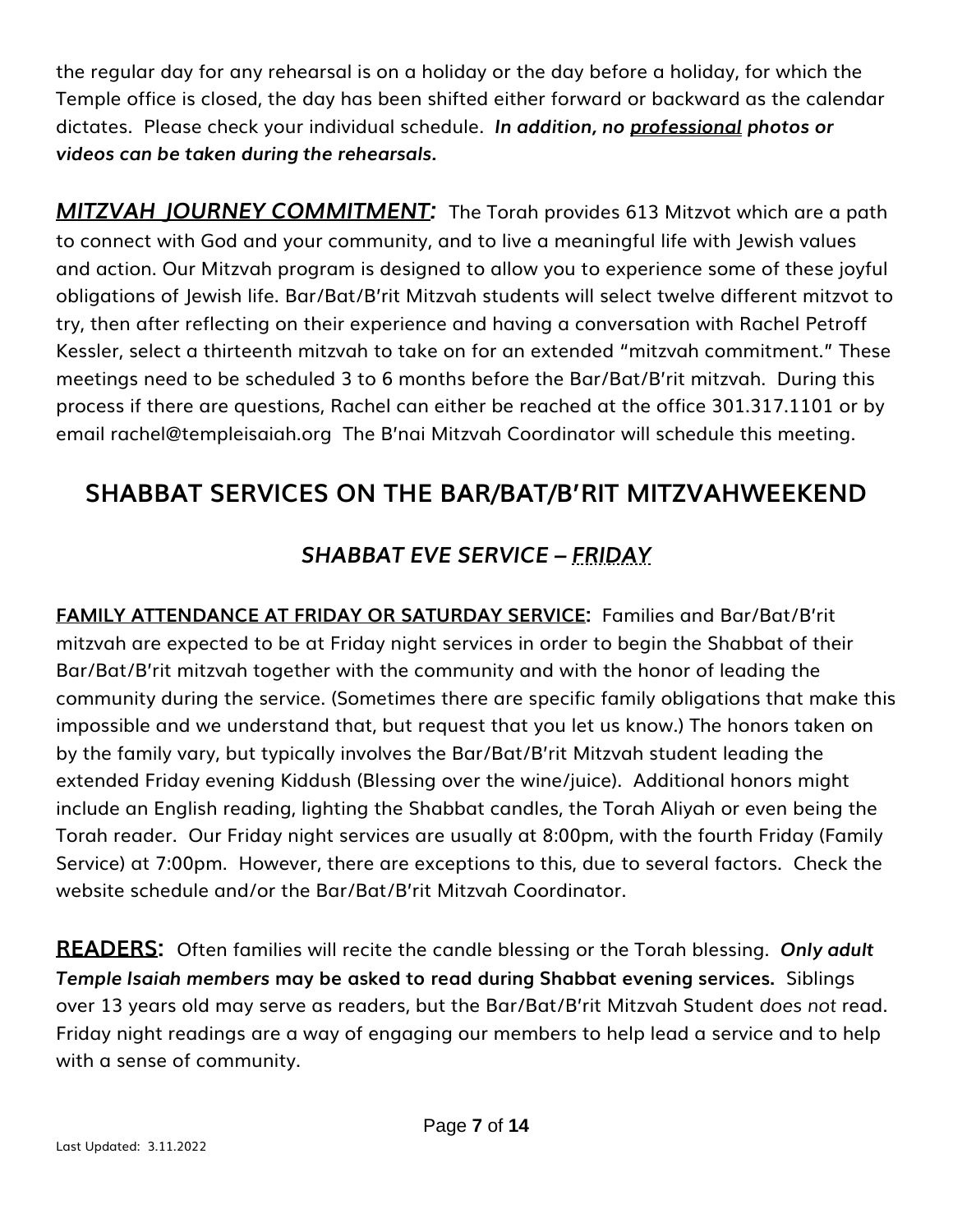the regular day for any rehearsal is on a holiday or the day before a holiday, for which the Temple office is closed, the day has been shifted either forward or backward as the calendar dictates. Please check your individual schedule. ***In addition, no <u>professional</u> photos or videos can be taken during the rehearsals.***

***<u>MITZVAH JOURNEY COMMITMENT</u>:*** The Torah provides 613 Mitzvot which are a path to connect with God and your community, and to live a meaningful life with Jewish values and action. Our Mitzvah program is designed to allow you to experience some of these joyful obligations of Jewish life. Bar/Bat/B'rit Mitzvah students will select twelve different mitzvot to try, then after reflecting on their experience and having a conversation with Rachel Petroff Kessler, select a thirteenth mitzvah to take on for an extended "mitzvah commitment." These meetings need to be scheduled 3 to 6 months before the Bar/Bat/B'rit mitzvah. During this process if there are questions, Rachel can either be reached at the office 301.317.1101 or by email rachel@templeisaiah.org The B'nai Mitzvah Coordinator will schedule this meeting.

## SHABBAT SERVICES ON THE BAR/BAT/B'RIT MITZVAHWEEKEND

### *SHABBAT EVE SERVICE – FRIDAY*

**<u>FAMILY ATTENDANCE AT FRIDAY OR SATURDAY SERVICE</u>:** Families and Bar/Bat/B'rit mitzvah are expected to be at Friday night services in order to begin the Shabbat of their Bar/Bat/B'rit mitzvah together with the community and with the honor of leading the community during the service. (Sometimes there are specific family obligations that make this impossible and we understand that, but request that you let us know.) The honors taken on by the family vary, but typically involves the Bar/Bat/B'rit Mitzvah student leading the extended Friday evening Kiddush (Blessing over the wine/juice). Additional honors might include an English reading, lighting the Shabbat candles, the Torah Aliyah or even being the Torah reader. Our Friday night services are usually at 8:00pm, with the fourth Friday (Family Service) at 7:00pm. However, there are exceptions to this, due to several factors. Check the website schedule and/or the Bar/Bat/B'rit Mitzvah Coordinator.

**<u>READERS</u>:** Often families will recite the candle blessing or the Torah blessing. ***Only adult Temple Isaiah members*** **may be asked to read during Shabbat evening services.** Siblings over 13 years old may serve as readers, but the Bar/Bat/B'rit Mitzvah Student *does not* read. Friday night readings are a way of engaging our members to help lead a service and to help with a sense of community.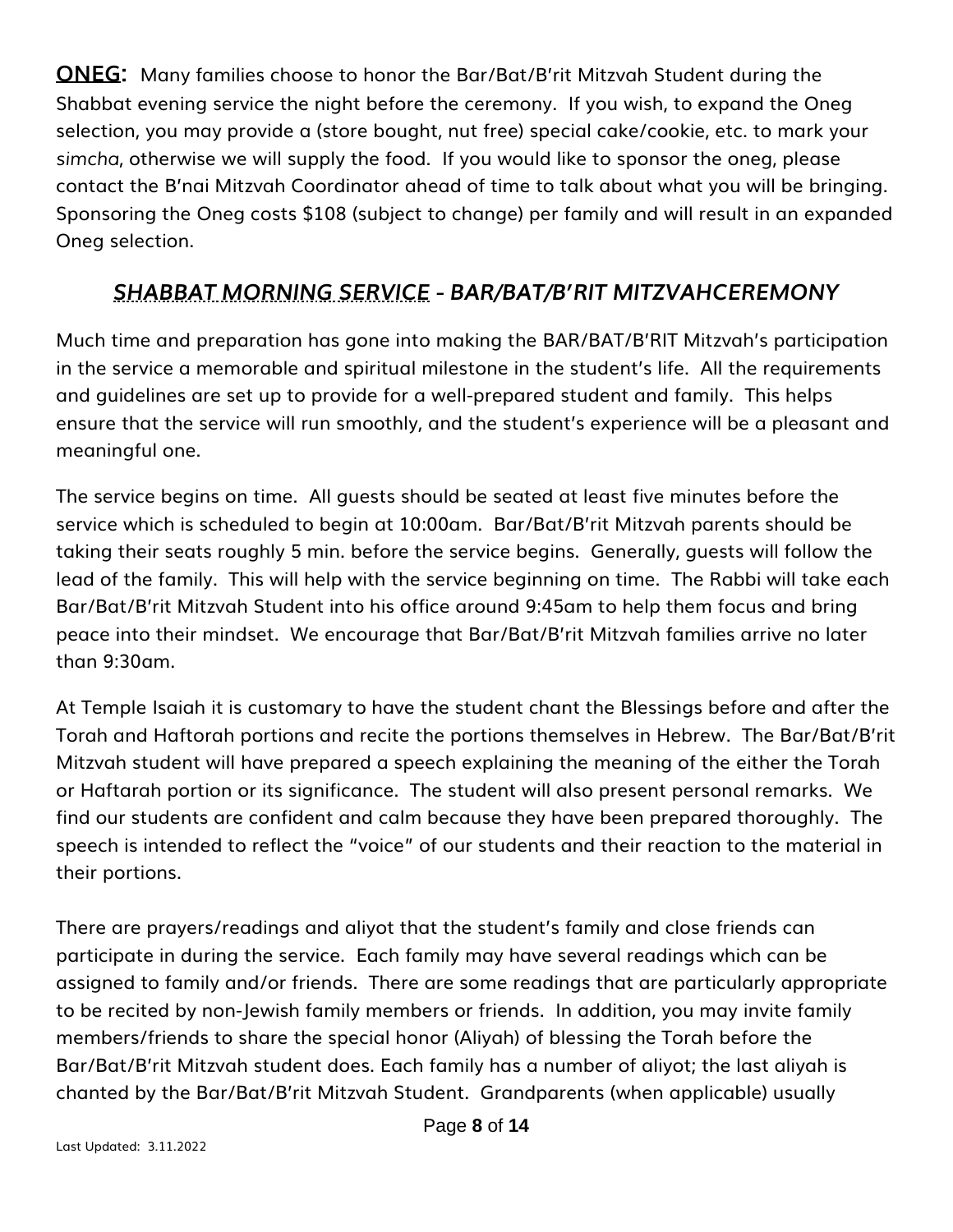**ONEG**: Many families choose to honor the Bar/Bat/B'rit Mitzvah Student during the Shabbat evening service the night before the ceremony. If you wish, to expand the Oneg selection, you may provide a (store bought, nut free) special cake/cookie, etc. to mark your *simcha*, otherwise we will supply the food. If you would like to sponsor the oneg, please contact the B'nai Mitzvah Coordinator ahead of time to talk about what you will be bringing. Sponsoring the Oneg costs $108 (subject to change) per family and will result in an expanded Oneg selection.

## *SHABBAT MORNING SERVICE - BAR/BAT/B'RIT MITZVAHCEREMONY*

Much time and preparation has gone into making the BAR/BAT/B'RIT Mitzvah's participation in the service a memorable and spiritual milestone in the student's life. All the requirements and guidelines are set up to provide for a well-prepared student and family. This helps ensure that the service will run smoothly, and the student's experience will be a pleasant and meaningful one.

The service begins on time. All guests should be seated at least five minutes before the service which is scheduled to begin at 10:00am. Bar/Bat/B'rit Mitzvah parents should be taking their seats roughly 5 min. before the service begins. Generally, guests will follow the lead of the family. This will help with the service beginning on time. The Rabbi will take each Bar/Bat/B'rit Mitzvah Student into his office around 9:45am to help them focus and bring peace into their mindset. We encourage that Bar/Bat/B'rit Mitzvah families arrive no later than 9:30am.

At Temple Isaiah it is customary to have the student chant the Blessings before and after the Torah and Haftorah portions and recite the portions themselves in Hebrew. The Bar/Bat/B'rit Mitzvah student will have prepared a speech explaining the meaning of the either the Torah or Haftarah portion or its significance. The student will also present personal remarks. We find our students are confident and calm because they have been prepared thoroughly. The speech is intended to reflect the "voice" of our students and their reaction to the material in their portions.

There are prayers/readings and aliyot that the student's family and close friends can participate in during the service. Each family may have several readings which can be assigned to family and/or friends. There are some readings that are particularly appropriate to be recited by non-Jewish family members or friends. In addition, you may invite family members/friends to share the special honor (Aliyah) of blessing the Torah before the Bar/Bat/B'rit Mitzvah student does. Each family has a number of aliyot; the last aliyah is chanted by the Bar/Bat/B'rit Mitzvah Student. Grandparents (when applicable) usually

Last Updated: 3.11.2022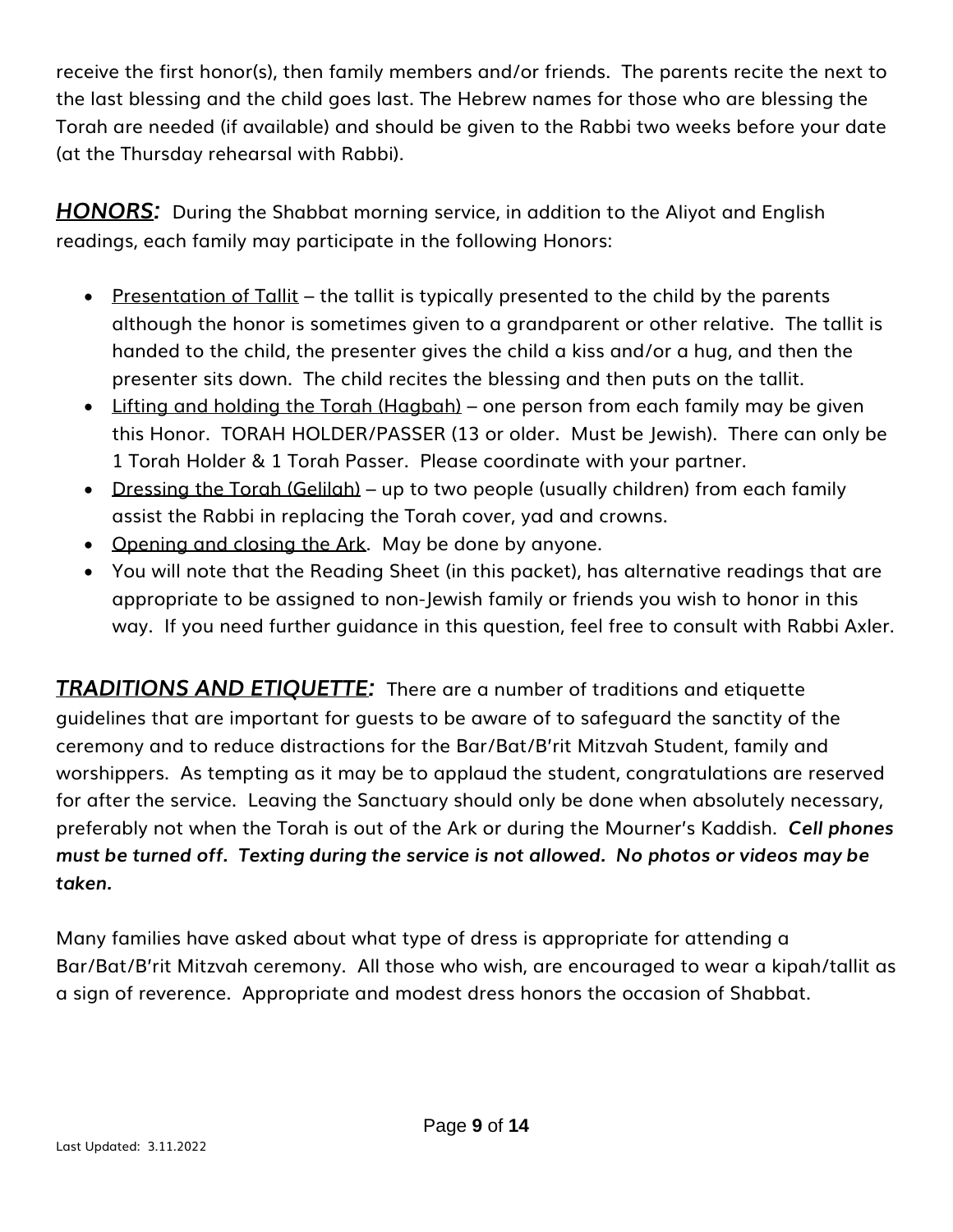receive the first honor(s), then family members and/or friends. The parents recite the next to the last blessing and the child goes last. The Hebrew names for those who are blessing the Torah are needed (if available) and should be given to the Rabbi two weeks before your date (at the Thursday rehearsal with Rabbi).

***<u>HONORS</u>:*** During the Shabbat morning service, in addition to the Aliyot and English readings, each family may participate in the following Honors:

- <u>Presentation of Tallit</u> – the tallit is typically presented to the child by the parents although the honor is sometimes given to a grandparent or other relative. The tallit is handed to the child, the presenter gives the child a kiss and/or a hug, and then the presenter sits down. The child recites the blessing and then puts on the tallit.
- <u>Lifting and holding the Torah (Hagbah)</u> – one person from each family may be given this Honor. TORAH HOLDER/PASSER (13 or older. Must be Jewish). There can only be 1 Torah Holder & 1 Torah Passer. Please coordinate with your partner.
- <u>Dressing the Torah (Gelilah)</u> – up to two people (usually children) from each family assist the Rabbi in replacing the Torah cover, yad and crowns.
- <u>Opening and closing the Ark</u>. May be done by anyone.
- You will note that the Reading Sheet (in this packet), has alternative readings that are appropriate to be assigned to non-Jewish family or friends you wish to honor in this way. If you need further guidance in this question, feel free to consult with Rabbi Axler.

***<u>TRADITIONS AND ETIQUETTE</u>:*** There are a number of traditions and etiquette guidelines that are important for guests to be aware of to safeguard the sanctity of the ceremony and to reduce distractions for the Bar/Bat/B'rit Mitzvah Student, family and worshippers. As tempting as it may be to applaud the student, congratulations are reserved for after the service. Leaving the Sanctuary should only be done when absolutely necessary, preferably not when the Torah is out of the Ark or during the Mourner's Kaddish. ***Cell phones must be turned off. Texting during the service is not allowed. No photos or videos may be taken.***

Many families have asked about what type of dress is appropriate for attending a Bar/Bat/B'rit Mitzvah ceremony. All those who wish, are encouraged to wear a kipah/tallit as a sign of reverence. Appropriate and modest dress honors the occasion of Shabbat.

Last Updated: 3.11.2022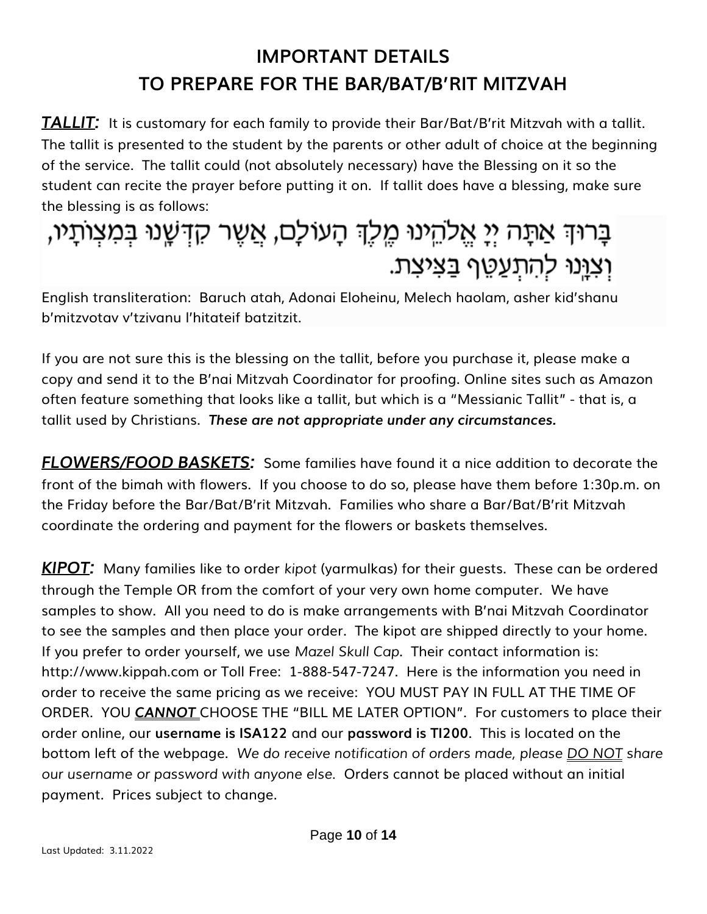# IMPORTANT DETAILS
# TO PREPARE FOR THE BAR/BAT/B'RIT MITZVAH

***TALLIT:*** It is customary for each family to provide their Bar/Bat/B'rit Mitzvah with a tallit. The tallit is presented to the student by the parents or other adult of choice at the beginning of the service. The tallit could (not absolutely necessary) have the Blessing on it so the student can recite the prayer before putting it on. If tallit does have a blessing, make sure the blessing is as follows:

בָּרוּךְ אַתָּה יְיָ אֱלֹהֵינוּ מֶלֶךְ הָעוֹלָם, אֲשֶׁר קִדְּשָׁנוּ בְּמִצְוֹתָיו, וְצִוָּנוּ לְהִתְעַטֵּף בַּצִּיצִת.

English transliteration: Baruch atah, Adonai Eloheinu, Melech haolam, asher kid'shanu b'mitzvotav v'tzivanu l'hitateif batzitzit.

If you are not sure this is the blessing on the tallit, before you purchase it, please make a copy and send it to the B'nai Mitzvah Coordinator for proofing. Online sites such as Amazon often feature something that looks like a tallit, but which is a "Messianic Tallit" - that is, a tallit used by Christians. ***These are not appropriate under any circumstances.***

***FLOWERS/FOOD BASKETS:*** Some families have found it a nice addition to decorate the front of the bimah with flowers. If you choose to do so, please have them before 1:30p.m. on the Friday before the Bar/Bat/B'rit Mitzvah. Families who share a Bar/Bat/B'rit Mitzvah coordinate the ordering and payment for the flowers or baskets themselves.

***KIPOT:*** Many families like to order *kipot* (yarmulkas) for their guests. These can be ordered through the Temple OR from the comfort of your very own home computer. We have samples to show. All you need to do is make arrangements with B'nai Mitzvah Coordinator to see the samples and then place your order. The kipot are shipped directly to your home. If you prefer to order yourself, we use *Mazel Skull Cap.* Their contact information is: http://www.kippah.com or Toll Free: 1-888-547-7247. Here is the information you need in order to receive the same pricing as we receive: YOU MUST PAY IN FULL AT THE TIME OF ORDER. YOU ***CANNOT*** CHOOSE THE "BILL ME LATER OPTION". For customers to place their order online, our **username is ISA122** and our **password is TI200**. This is located on the bottom left of the webpage. *We do receive notification of orders made, please DO NOT share our username or password with anyone else.* Orders cannot be placed without an initial payment. Prices subject to change.

Last Updated: 3.11.2022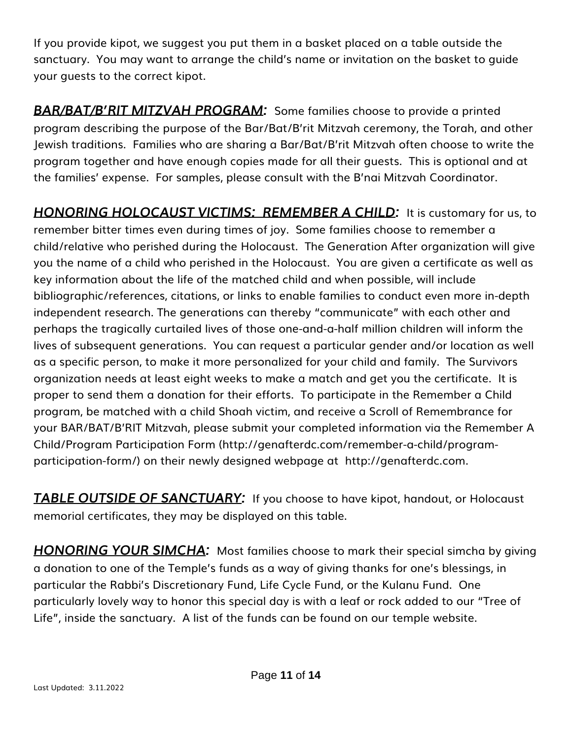If you provide kipot, we suggest you put them in a basket placed on a table outside the sanctuary. You may want to arrange the child's name or invitation on the basket to guide your guests to the correct kipot.

***BAR/BAT/B'RIT MITZVAH PROGRAM:*** Some families choose to provide a printed program describing the purpose of the Bar/Bat/B'rit Mitzvah ceremony, the Torah, and other Jewish traditions. Families who are sharing a Bar/Bat/B'rit Mitzvah often choose to write the program together and have enough copies made for all their guests. This is optional and at the families' expense. For samples, please consult with the B'nai Mitzvah Coordinator.

***HONORING HOLOCAUST VICTIMS: REMEMBER A CHILD:*** It is customary for us, to remember bitter times even during times of joy. Some families choose to remember a child/relative who perished during the Holocaust. The Generation After organization will give you the name of a child who perished in the Holocaust. You are given a certificate as well as key information about the life of the matched child and when possible, will include bibliographic/references, citations, or links to enable families to conduct even more in-depth independent research. The generations can thereby "communicate" with each other and perhaps the tragically curtailed lives of those one-and-a-half million children will inform the lives of subsequent generations. You can request a particular gender and/or location as well as a specific person, to make it more personalized for your child and family. The Survivors organization needs at least eight weeks to make a match and get you the certificate. It is proper to send them a donation for their efforts. To participate in the Remember a Child program, be matched with a child Shoah victim, and receive a Scroll of Remembrance for your BAR/BAT/B'RIT Mitzvah, please submit your completed information via the Remember A Child/Program Participation Form (http://genafterdc.com/remember-a-child/program-participation-form/) on their newly designed webpage at http://genafterdc.com.

***TABLE OUTSIDE OF SANCTUARY:*** If you choose to have kipot, handout, or Holocaust memorial certificates, they may be displayed on this table.

***HONORING YOUR SIMCHA:*** Most families choose to mark their special simcha by giving a donation to one of the Temple's funds as a way of giving thanks for one's blessings, in particular the Rabbi's Discretionary Fund, Life Cycle Fund, or the Kulanu Fund. One particularly lovely way to honor this special day is with a leaf or rock added to our "Tree of Life", inside the sanctuary. A list of the funds can be found on our temple website.

Last Updated: 3.11.2022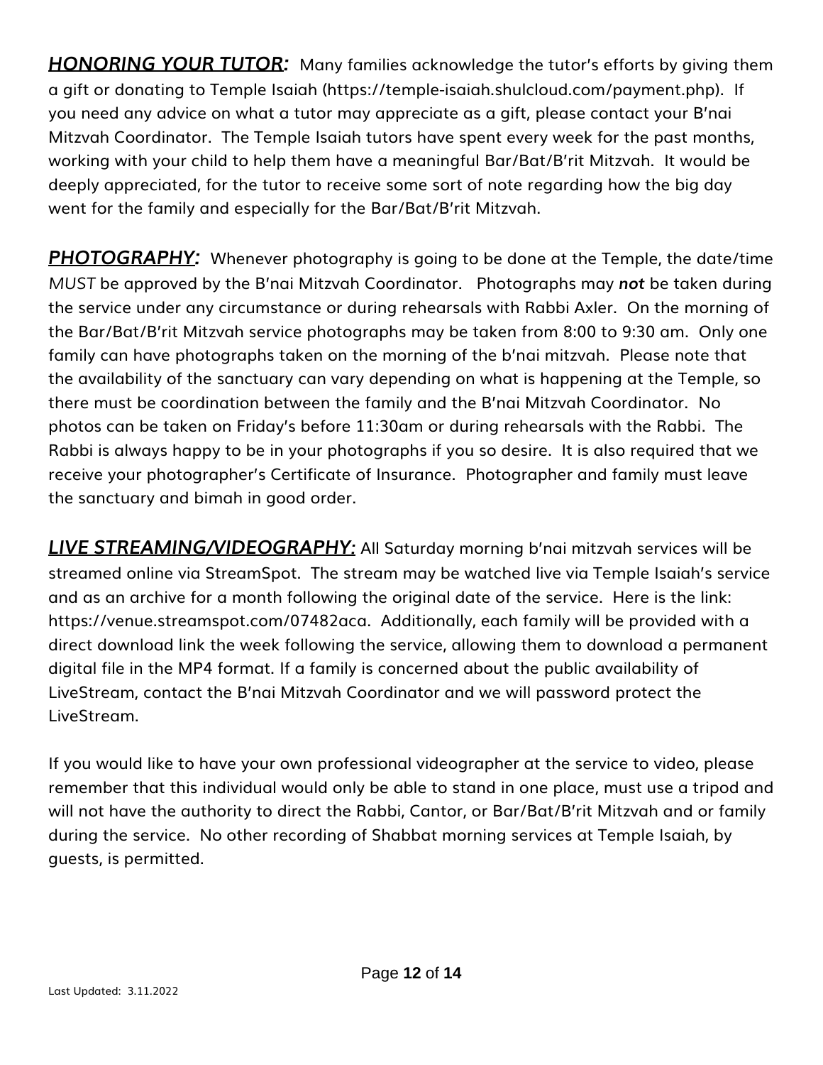***<u>HONORING YOUR TUTOR</u>:*** Many families acknowledge the tutor's efforts by giving them a gift or donating to Temple Isaiah (https://temple-isaiah.shulcloud.com/payment.php). If you need any advice on what a tutor may appreciate as a gift, please contact your B'nai Mitzvah Coordinator. The Temple Isaiah tutors have spent every week for the past months, working with your child to help them have a meaningful Bar/Bat/B'rit Mitzvah. It would be deeply appreciated, for the tutor to receive some sort of note regarding how the big day went for the family and especially for the Bar/Bat/B'rit Mitzvah.

***<u>PHOTOGRAPHY</u>:*** Whenever photography is going to be done at the Temple, the date/time *MUST* be approved by the B'nai Mitzvah Coordinator. Photographs may ***not*** be taken during the service under any circumstance or during rehearsals with Rabbi Axler. On the morning of the Bar/Bat/B'rit Mitzvah service photographs may be taken from 8:00 to 9:30 am. Only one family can have photographs taken on the morning of the b'nai mitzvah. Please note that the availability of the sanctuary can vary depending on what is happening at the Temple, so there must be coordination between the family and the B'nai Mitzvah Coordinator. No photos can be taken on Friday's before 11:30am or during rehearsals with the Rabbi. The Rabbi is always happy to be in your photographs if you so desire. It is also required that we receive your photographer's Certificate of Insurance. Photographer and family must leave the sanctuary and bimah in good order.

***<u>LIVE STREAMING/VIDEOGRAPHY</u>:*** All Saturday morning b'nai mitzvah services will be streamed online via StreamSpot. The stream may be watched live via Temple Isaiah's service and as an archive for a month following the original date of the service. Here is the link: https://venue.streamspot.com/07482aca. Additionally, each family will be provided with a direct download link the week following the service, allowing them to download a permanent digital file in the MP4 format. If a family is concerned about the public availability of LiveStream, contact the B'nai Mitzvah Coordinator and we will password protect the LiveStream.

If you would like to have your own professional videographer at the service to video, please remember that this individual would only be able to stand in one place, must use a tripod and will not have the authority to direct the Rabbi, Cantor, or Bar/Bat/B'rit Mitzvah and or family during the service. No other recording of Shabbat morning services at Temple Isaiah, by guests, is permitted.

Last Updated: 3.11.2022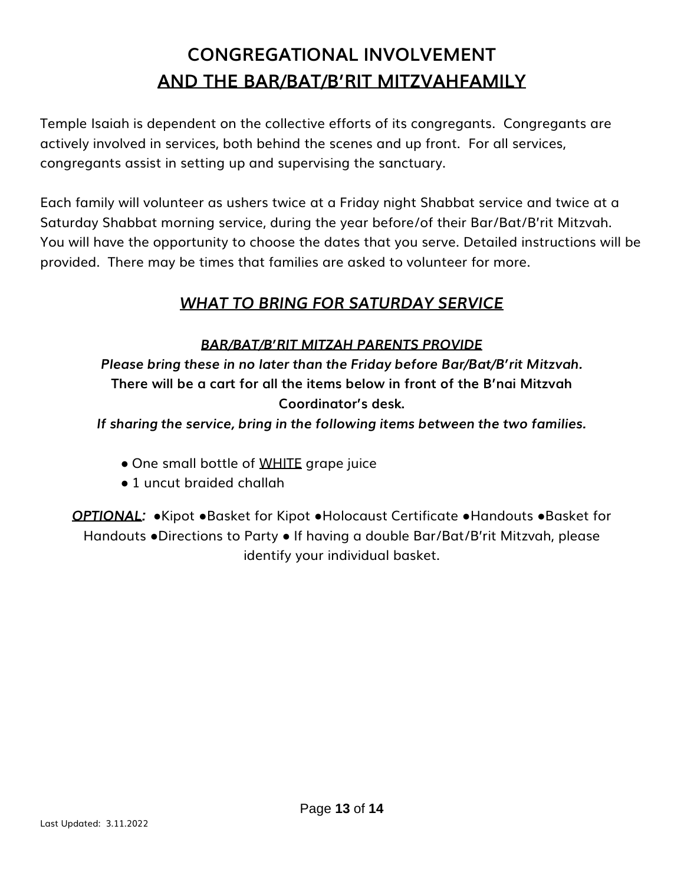# CONGREGATIONAL INVOLVEMENT
# AND THE BAR/BAT/B'RIT MITZVAHFAMILY

Temple Isaiah is dependent on the collective efforts of its congregants. Congregants are actively involved in services, both behind the scenes and up front. For all services, congregants assist in setting up and supervising the sanctuary.

Each family will volunteer as ushers twice at a Friday night Shabbat service and twice at a Saturday Shabbat morning service, during the year before/of their Bar/Bat/B'rit Mitzvah. You will have the opportunity to choose the dates that you serve. Detailed instructions will be provided. There may be times that families are asked to volunteer for more.

## *WHAT TO BRING FOR SATURDAY SERVICE*

### *BAR/BAT/B'RIT MITZAH PARENTS PROVIDE*

***Please bring these in no later than the Friday before Bar/Bat/B'rit Mitzvah.***

**There will be a cart for all the items below in front of the B'nai Mitzvah Coordinator's desk.**

***If sharing the service, bring in the following items between the two families.***

- One small bottle of WHITE grape juice
- 1 uncut braided challah

***OPTIONAL:*** ●Kipot ●Basket for Kipot ●Holocaust Certificate ●Handouts ●Basket for Handouts ●Directions to Party ● If having a double Bar/Bat/B'rit Mitzvah, please identify your individual basket.

Last Updated: 3.11.2022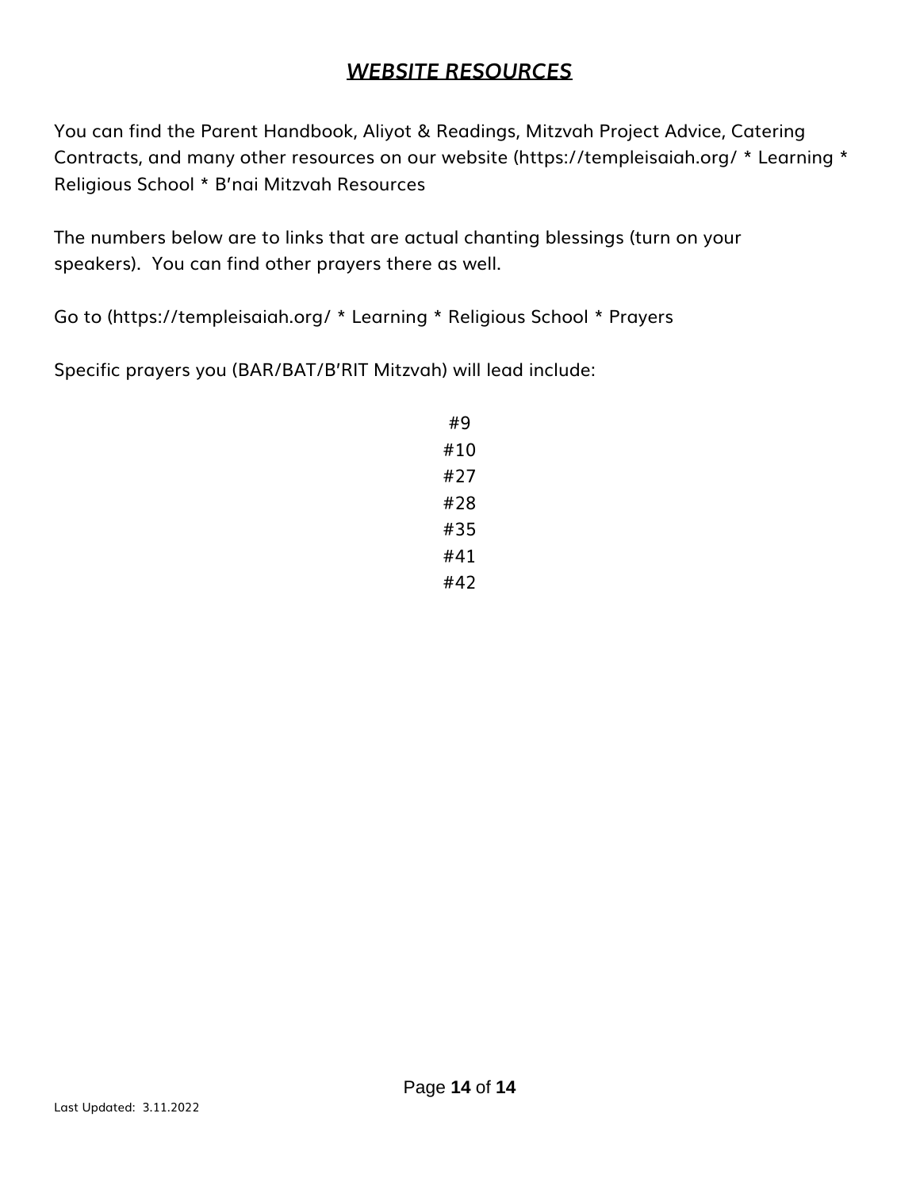## ***WEBSITE RESOURCES***

You can find the Parent Handbook, Aliyot & Readings, Mitzvah Project Advice, Catering Contracts, and many other resources on our website (https://templeisaiah.org/ * Learning * Religious School * B'nai Mitzvah Resources

The numbers below are to links that are actual chanting blessings (turn on your speakers). You can find other prayers there as well.

Go to (https://templeisaiah.org/ * Learning * Religious School * Prayers

Specific prayers you (BAR/BAT/B'RIT Mitzvah) will lead include:

#9
#10
#27
#28
#35
#41
#42

Last Updated: 3.11.2022